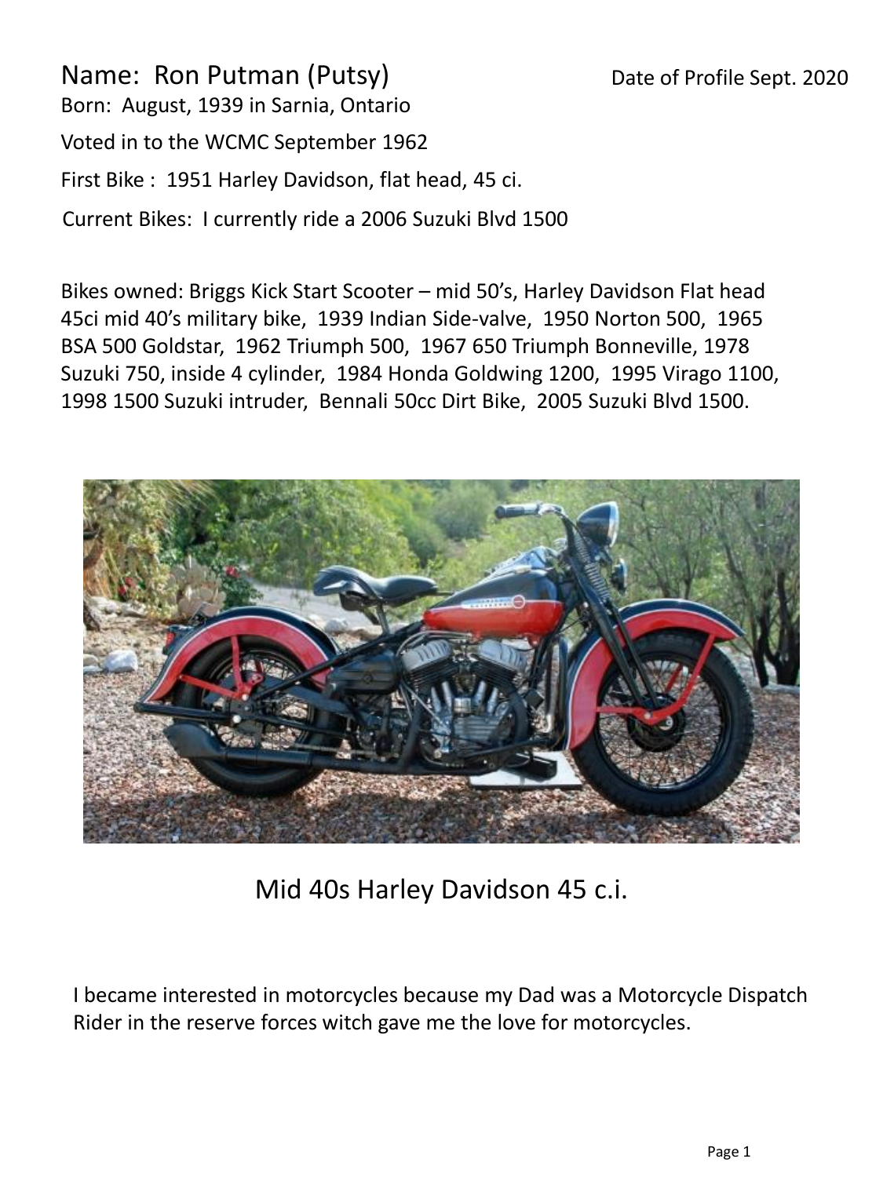Name: Ron Putman (Putsy)

Date of Profile Sept. 2020

Born: August, 1939 in Sarnia, Ontario

Voted in to the WCMC September 1962

First Bike : 1951 Harley Davidson, flat head, 45 ci.

Current Bikes: I currently ride a 2006 Suzuki Blvd 1500

Bikes owned: Briggs Kick Start Scooter – mid 50's, Harley Davidson Flat head 45ci mid 40's military bike, 1939 Indian Side-valve, 1950 Norton 500, 1965 BSA 500 Goldstar, 1962 Triumph 500, 1967 650 Triumph Bonneville, 1978 Suzuki 750, inside 4 cylinder, 1984 Honda Goldwing 1200, 1995 Virago 1100, 1998 1500 Suzuki intruder, Bennali 50cc Dirt Bike, 2005 Suzuki Blvd 1500.

Mid 40s Harley Davidson 45 c.i.

I became interested in motorcycles because my Dad was a Motorcycle Dispatch Rider in the reserve forces witch gave me the love for motorcycles.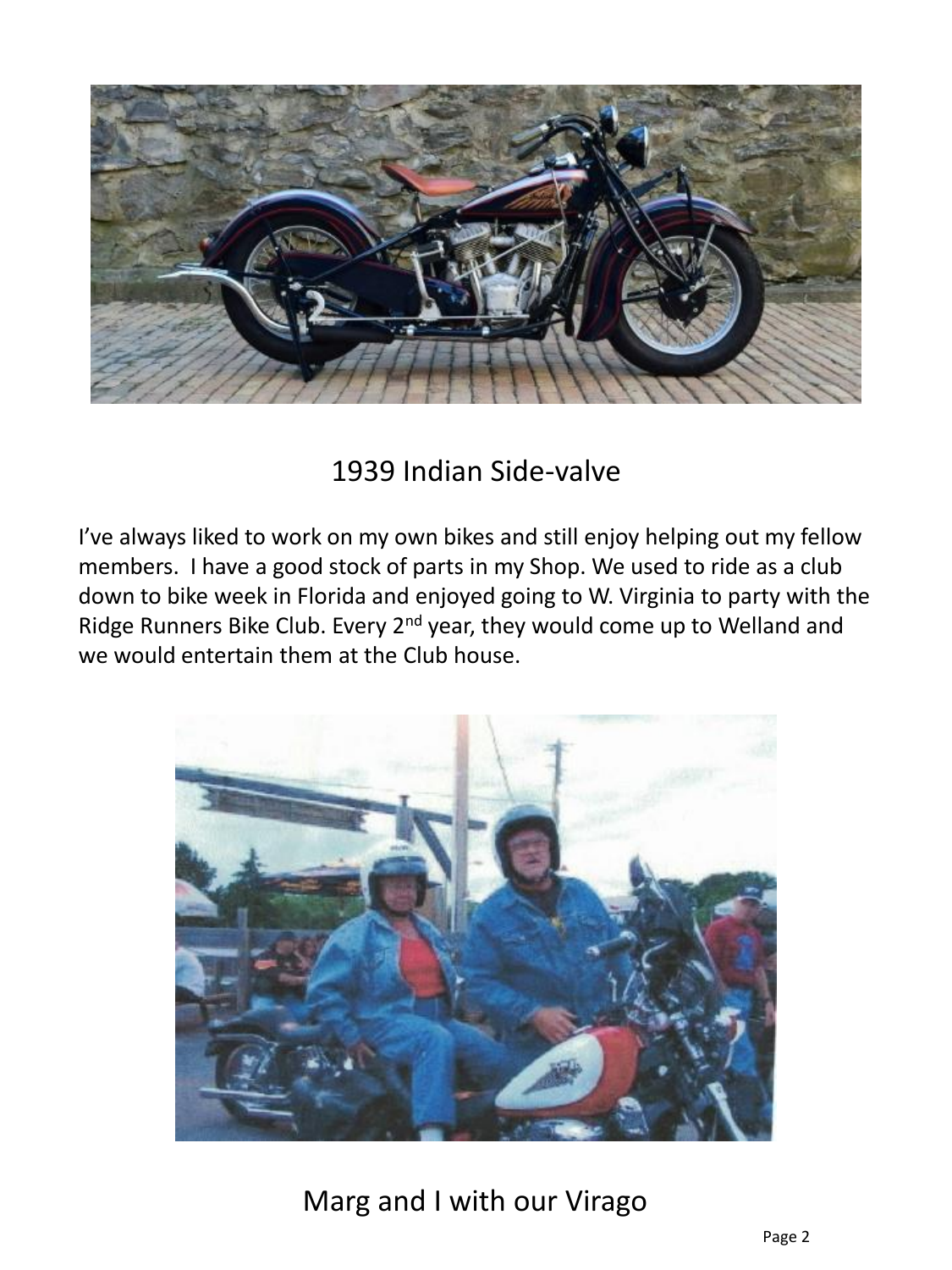1939 Indian Side-valve

I’ve always liked to work on my own bikes and still enjoy helping out my fellow members. I have a good stock of parts in my Shop. We used to ride as a club down to bike week in Florida and enjoyed going to W. Virginia to party with the Ridge Runners Bike Club. Every 2nd year, they would come up to Welland and we would entertain them at the Club house.

Marg and I with our Virago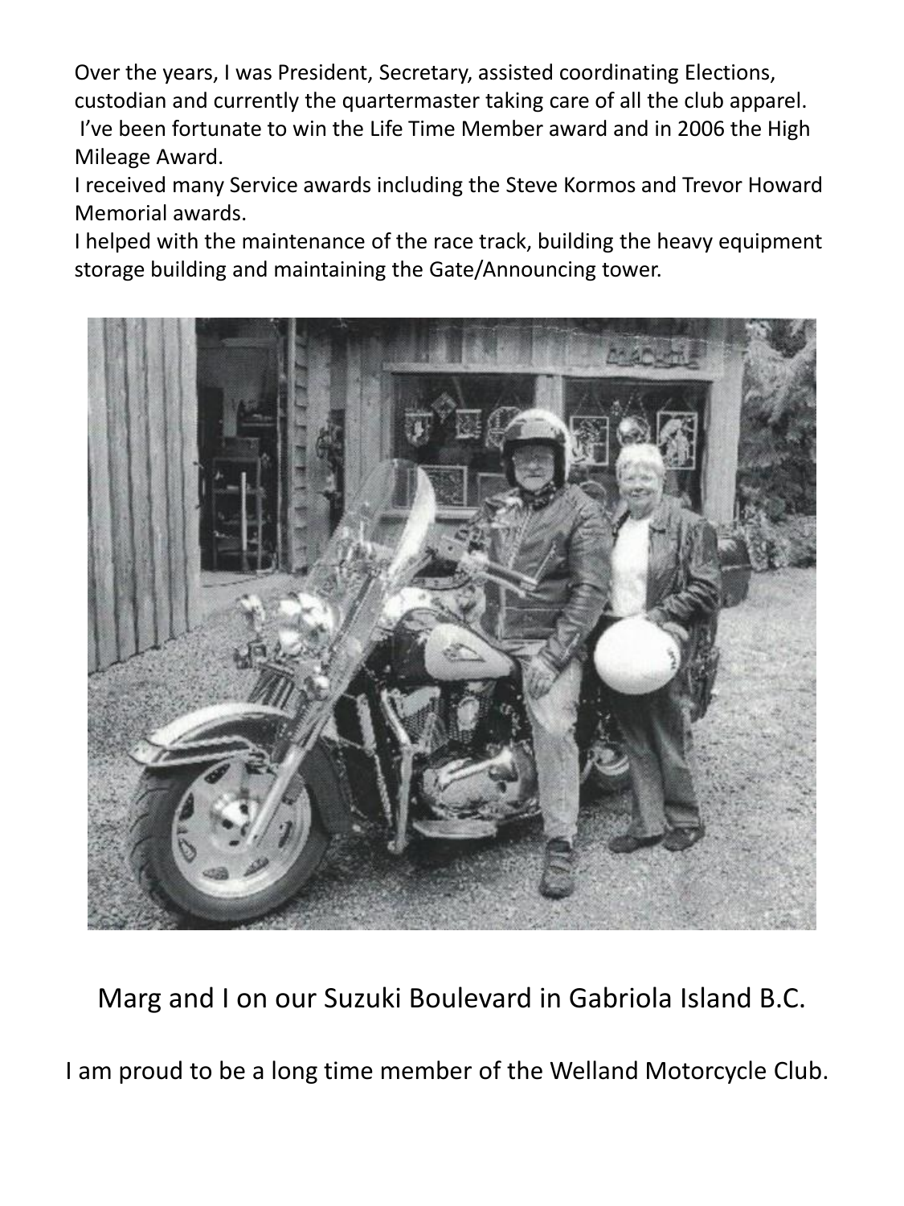Over the years, I was President, Secretary, assisted coordinating Elections, custodian and currently the quartermaster taking care of all the club apparel.

I've been fortunate to win the Life Time Member award and in 2006 the High Mileage Award.

I received many Service awards including the Steve Kormos and Trevor Howard Memorial awards.

I helped with the maintenance of the race track, building the heavy equipment storage building and maintaining the Gate/Announcing tower.

Marg and I on our Suzuki Boulevard in Gabriola Island B.C.

I am proud to be a long time member of the Welland Motorcycle Club.